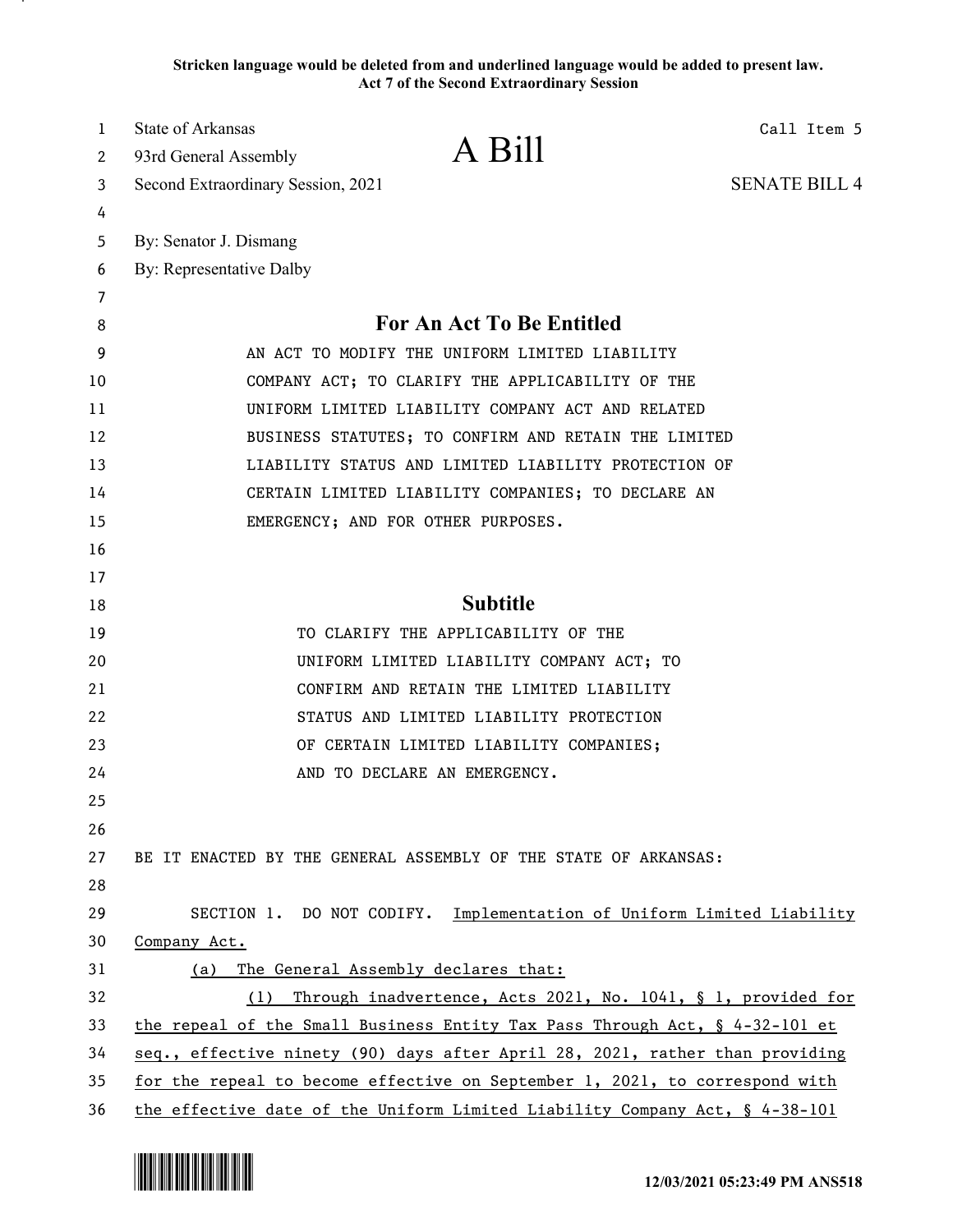**Stricken language would be deleted from and underlined language would be added to present law.**
**Act 7 of the Second Extraordinary Session**

State of Arkansas
93rd General Assembly
Second Extraordinary Session, 2021

# A Bill

Call Item 5

SENATE BILL 4

By: Senator J. Dismang
By: Representative Dalby

## For An Act To Be Entitled

AN ACT TO MODIFY THE UNIFORM LIMITED LIABILITY COMPANY ACT; TO CLARIFY THE APPLICABILITY OF THE UNIFORM LIMITED LIABILITY COMPANY ACT AND RELATED BUSINESS STATUTES; TO CONFIRM AND RETAIN THE LIMITED LIABILITY STATUS AND LIMITED LIABILITY PROTECTION OF CERTAIN LIMITED LIABILITY COMPANIES; TO DECLARE AN EMERGENCY; AND FOR OTHER PURPOSES.

## Subtitle

TO CLARIFY THE APPLICABILITY OF THE UNIFORM LIMITED LIABILITY COMPANY ACT; TO CONFIRM AND RETAIN THE LIMITED LIABILITY STATUS AND LIMITED LIABILITY PROTECTION OF CERTAIN LIMITED LIABILITY COMPANIES; AND TO DECLARE AN EMERGENCY.

BE IT ENACTED BY THE GENERAL ASSEMBLY OF THE STATE OF ARKANSAS:

SECTION 1. DO NOT CODIFY. Implementation of Uniform Limited Liability Company Act.

(a) The General Assembly declares that:

(1) Through inadvertence, Acts 2021, No. 1041, § 1, provided for the repeal of the Small Business Entity Tax Pass Through Act, § 4-32-101 et seq., effective ninety (90) days after April 28, 2021, rather than providing for the repeal to become effective on September 1, 2021, to correspond with the effective date of the Uniform Limited Liability Company Act, § 4-38-101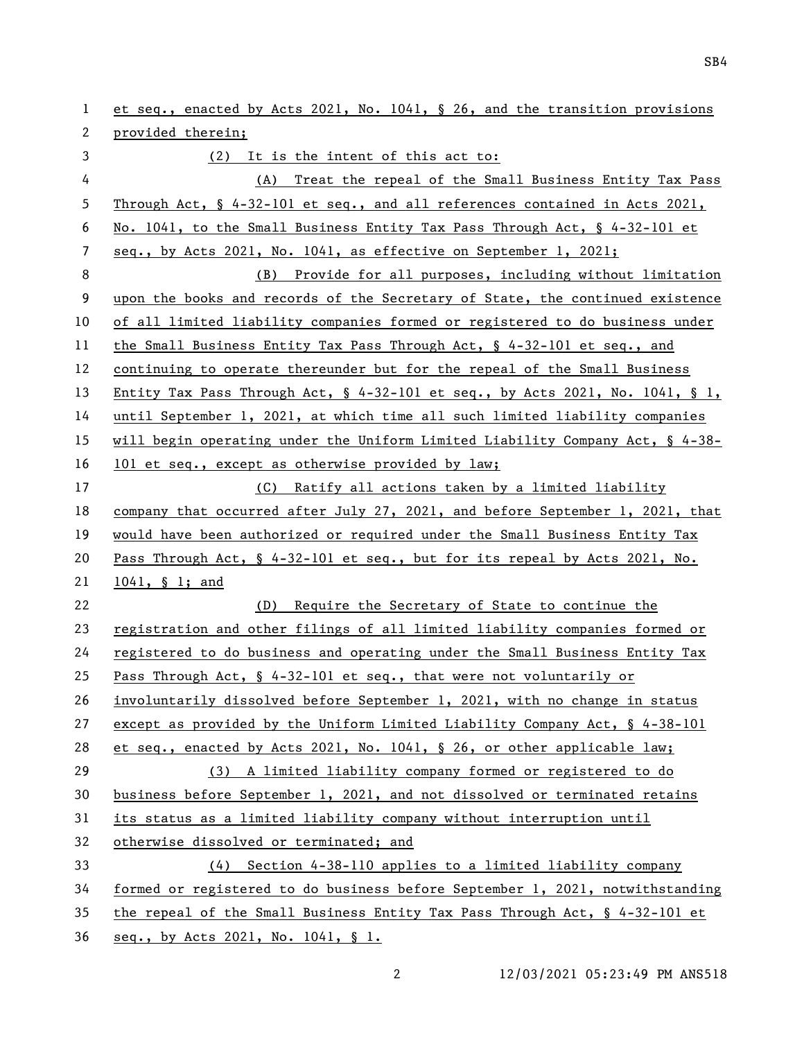et seq., enacted by Acts 2021, No. 1041, § 26, and the transition provisions provided therein;

(2) It is the intent of this act to:

(A) Treat the repeal of the Small Business Entity Tax Pass Through Act, § 4-32-101 et seq., and all references contained in Acts 2021, No. 1041, to the Small Business Entity Tax Pass Through Act, § 4-32-101 et seq., by Acts 2021, No. 1041, as effective on September 1, 2021;

(B) Provide for all purposes, including without limitation upon the books and records of the Secretary of State, the continued existence of all limited liability companies formed or registered to do business under the Small Business Entity Tax Pass Through Act, § 4-32-101 et seq., and continuing to operate thereunder but for the repeal of the Small Business Entity Tax Pass Through Act, § 4-32-101 et seq., by Acts 2021, No. 1041, § 1, until September 1, 2021, at which time all such limited liability companies will begin operating under the Uniform Limited Liability Company Act, § 4-38-101 et seq., except as otherwise provided by law;

(C) Ratify all actions taken by a limited liability company that occurred after July 27, 2021, and before September 1, 2021, that would have been authorized or required under the Small Business Entity Tax Pass Through Act, § 4-32-101 et seq., but for its repeal by Acts 2021, No. 1041, § 1; and

(D) Require the Secretary of State to continue the registration and other filings of all limited liability companies formed or registered to do business and operating under the Small Business Entity Tax Pass Through Act, § 4-32-101 et seq., that were not voluntarily or involuntarily dissolved before September 1, 2021, with no change in status except as provided by the Uniform Limited Liability Company Act, § 4-38-101 et seq., enacted by Acts 2021, No. 1041, § 26, or other applicable law;

(3) A limited liability company formed or registered to do business before September 1, 2021, and not dissolved or terminated retains its status as a limited liability company without interruption until otherwise dissolved or terminated; and

(4) Section 4-38-110 applies to a limited liability company formed or registered to do business before September 1, 2021, notwithstanding the repeal of the Small Business Entity Tax Pass Through Act, § 4-32-101 et seq., by Acts 2021, No. 1041, § 1.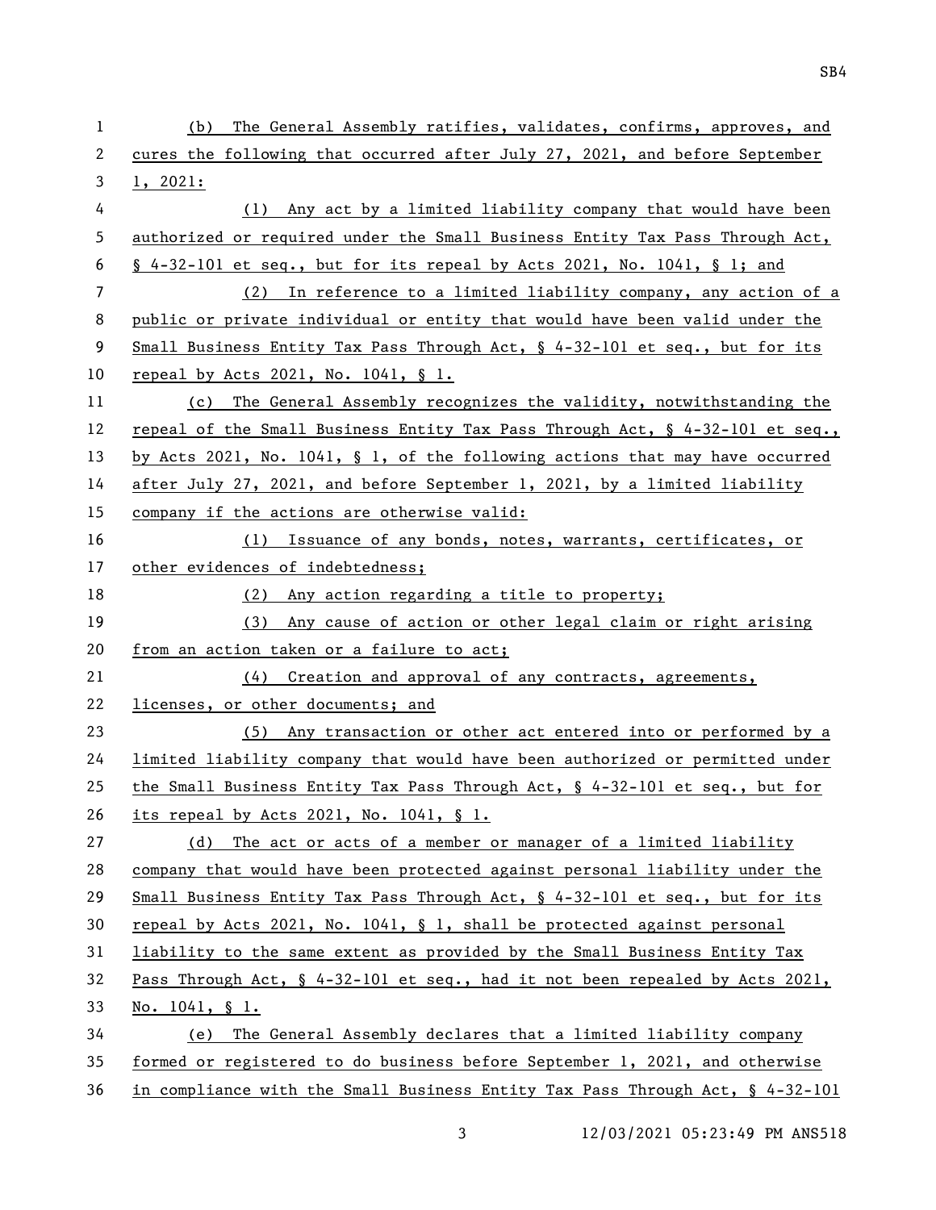(b) The General Assembly ratifies, validates, confirms, approves, and cures the following that occurred after July 27, 2021, and before September 1, 2021:

(1) Any act by a limited liability company that would have been authorized or required under the Small Business Entity Tax Pass Through Act, § 4-32-101 et seq., but for its repeal by Acts 2021, No. 1041, § 1; and

(2) In reference to a limited liability company, any action of a public or private individual or entity that would have been valid under the Small Business Entity Tax Pass Through Act, § 4-32-101 et seq., but for its repeal by Acts 2021, No. 1041, § 1.

(c) The General Assembly recognizes the validity, notwithstanding the repeal of the Small Business Entity Tax Pass Through Act, § 4-32-101 et seq., by Acts 2021, No. 1041, § 1, of the following actions that may have occurred after July 27, 2021, and before September 1, 2021, by a limited liability company if the actions are otherwise valid:

(1) Issuance of any bonds, notes, warrants, certificates, or other evidences of indebtedness;

(2) Any action regarding a title to property;

(3) Any cause of action or other legal claim or right arising from an action taken or a failure to act;

(4) Creation and approval of any contracts, agreements, licenses, or other documents; and

(5) Any transaction or other act entered into or performed by a limited liability company that would have been authorized or permitted under the Small Business Entity Tax Pass Through Act, § 4-32-101 et seq., but for its repeal by Acts 2021, No. 1041, § 1.

(d) The act or acts of a member or manager of a limited liability company that would have been protected against personal liability under the Small Business Entity Tax Pass Through Act, § 4-32-101 et seq., but for its repeal by Acts 2021, No. 1041, § 1, shall be protected against personal liability to the same extent as provided by the Small Business Entity Tax Pass Through Act, § 4-32-101 et seq., had it not been repealed by Acts 2021, No. 1041, § 1.

(e) The General Assembly declares that a limited liability company formed or registered to do business before September 1, 2021, and otherwise in compliance with the Small Business Entity Tax Pass Through Act, § 4-32-101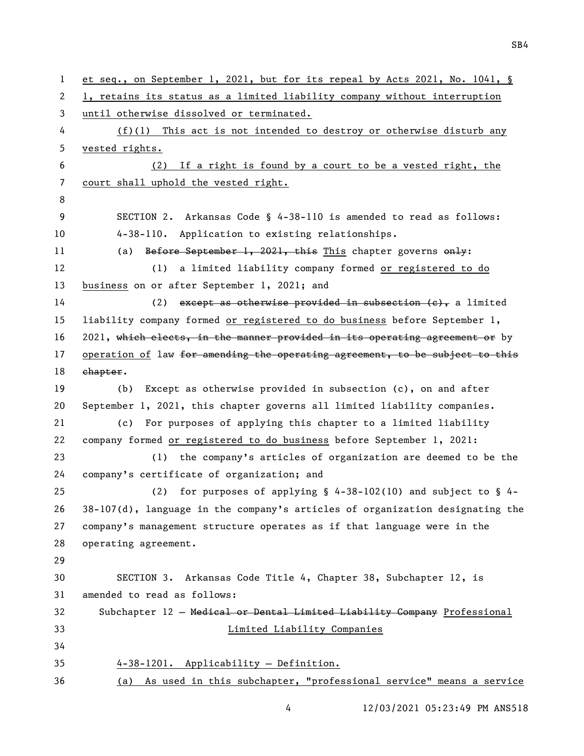et seq., on September 1, 2021, but for its repeal by Acts 2021, No. 1041, § 1, retains its status as a limited liability company without interruption until otherwise dissolved or terminated.

(f)(1) This act is not intended to destroy or otherwise disturb any vested rights.

(2) If a right is found by a court to be a vested right, the court shall uphold the vested right.

SECTION 2. Arkansas Code § 4-38-110 is amended to read as follows:

4-38-110. Application to existing relationships.

(a) ~~Before September 1, 2021, this~~ This chapter governs ~~only~~:

(1) a limited liability company formed or registered to do business on or after September 1, 2021; and

(2) ~~except as otherwise provided in subsection (c),~~ a limited liability company formed or registered to do business before September 1, 2021, ~~which elects, in the manner provided in its operating agreement or~~ by operation of law ~~for amending the operating agreement, to be subject to this chapter~~.

(b) Except as otherwise provided in subsection (c), on and after September 1, 2021, this chapter governs all limited liability companies.

(c) For purposes of applying this chapter to a limited liability company formed or registered to do business before September 1, 2021:

(1) the company's articles of organization are deemed to be the company's certificate of organization; and

(2) for purposes of applying § 4-38-102(10) and subject to § 4-38-107(d), language in the company's articles of organization designating the company's management structure operates as if that language were in the operating agreement.

SECTION 3. Arkansas Code Title 4, Chapter 38, Subchapter 12, is amended to read as follows:

Subchapter 12 — ~~Medical or Dental Limited Liability Company~~ Professional Limited Liability Companies

4-38-1201. Applicability — Definition.

(a) As used in this subchapter, "professional service" means a service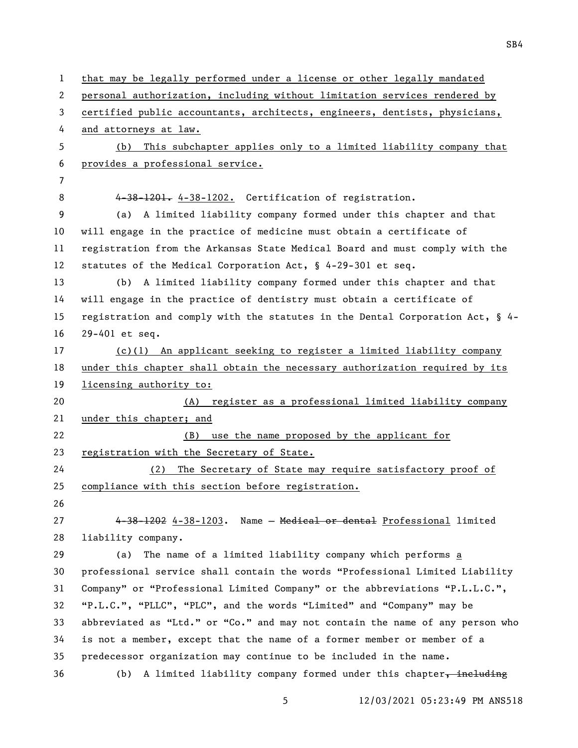that may be legally performed under a license or other legally mandated personal authorization, including without limitation services rendered by certified public accountants, architects, engineers, dentists, physicians, and attorneys at law.

(b) This subchapter applies only to a limited liability company that provides a professional service.

~~4-38-1201.~~ 4-38-1202. Certification of registration.

(a) A limited liability company formed under this chapter and that will engage in the practice of medicine must obtain a certificate of registration from the Arkansas State Medical Board and must comply with the statutes of the Medical Corporation Act, § 4-29-301 et seq.

(b) A limited liability company formed under this chapter and that will engage in the practice of dentistry must obtain a certificate of registration and comply with the statutes in the Dental Corporation Act, § 4-29-401 et seq.

(c)(1) An applicant seeking to register a limited liability company under this chapter shall obtain the necessary authorization required by its licensing authority to:

(A) register as a professional limited liability company under this chapter; and

(B) use the name proposed by the applicant for registration with the Secretary of State.

(2) The Secretary of State may require satisfactory proof of compliance with this section before registration.

~~4-38-1202~~ 4-38-1203. Name — ~~Medical or dental~~ Professional limited liability company.

(a) The name of a limited liability company which performs a professional service shall contain the words "Professional Limited Liability Company" or "Professional Limited Company" or the abbreviations "P.L.L.C.", "P.L.C.", "PLLC", "PLC", and the words "Limited" and "Company" may be abbreviated as "Ltd." or "Co." and may not contain the name of any person who is not a member, except that the name of a former member or member of a predecessor organization may continue to be included in the name.

(b) A limited liability company formed under this chapter~~, including~~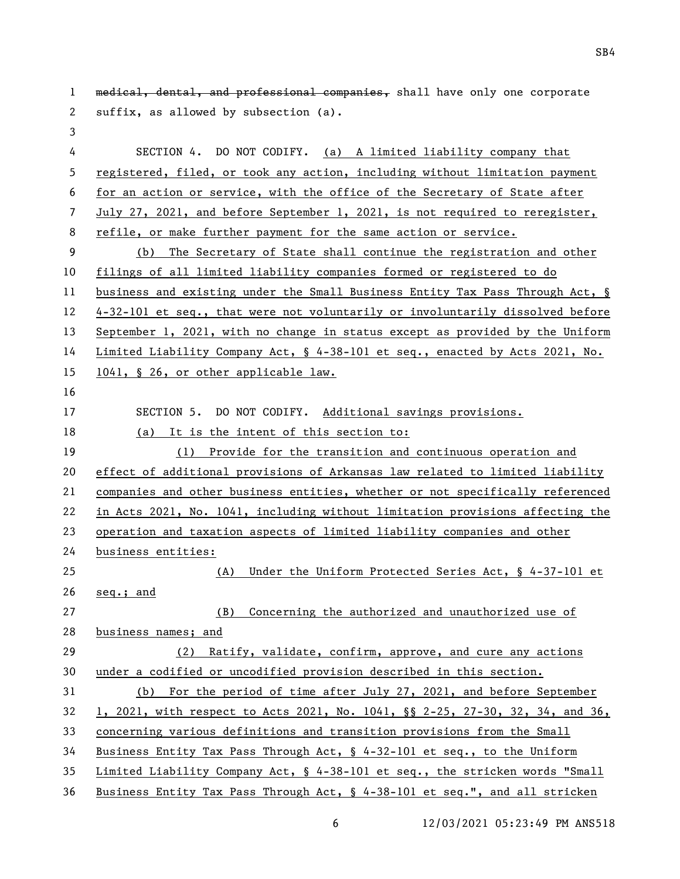~~medical, dental, and professional companies,~~ shall have only one corporate suffix, as allowed by subsection (a).

SECTION 4. DO NOT CODIFY. <u>(a) A limited liability company that registered, filed, or took any action, including without limitation payment for an action or service, with the office of the Secretary of State after July 27, 2021, and before September 1, 2021, is not required to reregister, refile, or make further payment for the same action or service.</u>

<u>(b) The Secretary of State shall continue the registration and other filings of all limited liability companies formed or registered to do business and existing under the Small Business Entity Tax Pass Through Act, § 4-32-101 et seq., that were not voluntarily or involuntarily dissolved before September 1, 2021, with no change in status except as provided by the Uniform Limited Liability Company Act, § 4-38-101 et seq., enacted by Acts 2021, No. 1041, § 26, or other applicable law.</u>

SECTION 5. DO NOT CODIFY. <u>Additional savings provisions.</u>

<u>(a) It is the intent of this section to:</u>

<u>(1) Provide for the transition and continuous operation and effect of additional provisions of Arkansas law related to limited liability companies and other business entities, whether or not specifically referenced in Acts 2021, No. 1041, including without limitation provisions affecting the operation and taxation aspects of limited liability companies and other business entities:</u>

<u>(A) Under the Uniform Protected Series Act, § 4-37-101 et seq.; and</u>

<u>(B) Concerning the authorized and unauthorized use of business names; and</u>

<u>(2) Ratify, validate, confirm, approve, and cure any actions under a codified or uncodified provision described in this section.</u>

<u>(b) For the period of time after July 27, 2021, and before September 1, 2021, with respect to Acts 2021, No. 1041, §§ 2-25, 27-30, 32, 34, and 36, concerning various definitions and transition provisions from the Small Business Entity Tax Pass Through Act, § 4-32-101 et seq., to the Uniform Limited Liability Company Act, § 4-38-101 et seq., the stricken words "Small Business Entity Tax Pass Through Act, § 4-38-101 et seq.", and all stricken</u>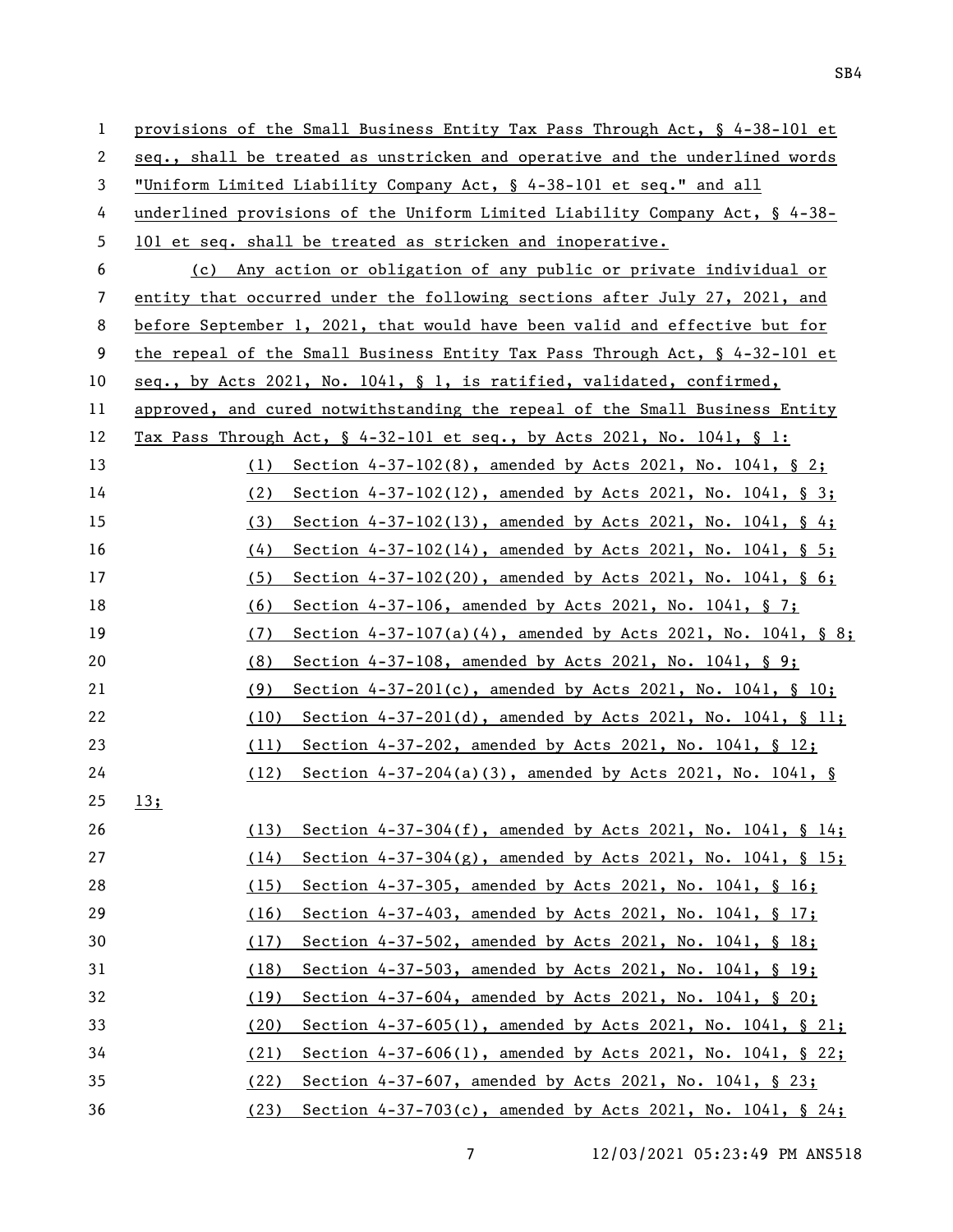provisions of the Small Business Entity Tax Pass Through Act, § 4-38-101 et seq., shall be treated as unstricken and operative and the underlined words "Uniform Limited Liability Company Act, § 4-38-101 et seq." and all underlined provisions of the Uniform Limited Liability Company Act, § 4-38-101 et seq. shall be treated as stricken and inoperative.

(c) Any action or obligation of any public or private individual or entity that occurred under the following sections after July 27, 2021, and before September 1, 2021, that would have been valid and effective but for the repeal of the Small Business Entity Tax Pass Through Act, § 4-32-101 et seq., by Acts 2021, No. 1041, § 1, is ratified, validated, confirmed, approved, and cured notwithstanding the repeal of the Small Business Entity Tax Pass Through Act, § 4-32-101 et seq., by Acts 2021, No. 1041, § 1:

(1) Section 4-37-102(8), amended by Acts 2021, No. 1041, § 2;

(2) Section 4-37-102(12), amended by Acts 2021, No. 1041, § 3;

(3) Section 4-37-102(13), amended by Acts 2021, No. 1041, § 4;

(4) Section 4-37-102(14), amended by Acts 2021, No. 1041, § 5;

(5) Section 4-37-102(20), amended by Acts 2021, No. 1041, § 6;

(6) Section 4-37-106, amended by Acts 2021, No. 1041, § 7;

(7) Section 4-37-107(a)(4), amended by Acts 2021, No. 1041, § 8;

(8) Section 4-37-108, amended by Acts 2021, No. 1041, § 9;

(9) Section 4-37-201(c), amended by Acts 2021, No. 1041, § 10;

(10) Section 4-37-201(d), amended by Acts 2021, No. 1041, § 11;

(11) Section 4-37-202, amended by Acts 2021, No. 1041, § 12;

(12) Section 4-37-204(a)(3), amended by Acts 2021, No. 1041, § 13;

(13) Section 4-37-304(f), amended by Acts 2021, No. 1041, § 14;

(14) Section 4-37-304(g), amended by Acts 2021, No. 1041, § 15;

(15) Section 4-37-305, amended by Acts 2021, No. 1041, § 16;

(16) Section 4-37-403, amended by Acts 2021, No. 1041, § 17;

(17) Section 4-37-502, amended by Acts 2021, No. 1041, § 18;

(18) Section 4-37-503, amended by Acts 2021, No. 1041, § 19;

(19) Section 4-37-604, amended by Acts 2021, No. 1041, § 20;

(20) Section 4-37-605(1), amended by Acts 2021, No. 1041, § 21;

(21) Section 4-37-606(1), amended by Acts 2021, No. 1041, § 22;

(22) Section 4-37-607, amended by Acts 2021, No. 1041, § 23;

(23) Section 4-37-703(c), amended by Acts 2021, No. 1041, § 24;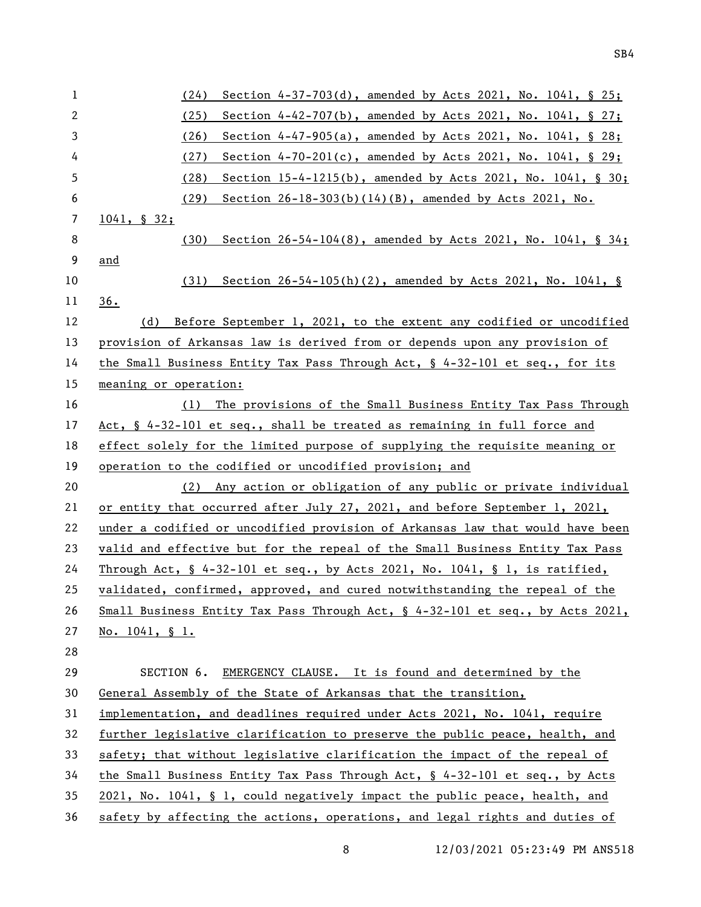(24) Section 4-37-703(d), amended by Acts 2021, No. 1041, § 25;

(25) Section 4-42-707(b), amended by Acts 2021, No. 1041, § 27;

(26) Section 4-47-905(a), amended by Acts 2021, No. 1041, § 28;

(27) Section 4-70-201(c), amended by Acts 2021, No. 1041, § 29;

(28) Section 15-4-1215(b), amended by Acts 2021, No. 1041, § 30;

(29) Section 26-18-303(b)(14)(B), amended by Acts 2021, No. 1041, § 32;

(30) Section 26-54-104(8), amended by Acts 2021, No. 1041, § 34; and

(31) Section 26-54-105(h)(2), amended by Acts 2021, No. 1041, § 36.

(d) Before September 1, 2021, to the extent any codified or uncodified provision of Arkansas law is derived from or depends upon any provision of the Small Business Entity Tax Pass Through Act, § 4-32-101 et seq., for its meaning or operation:

(1) The provisions of the Small Business Entity Tax Pass Through Act, § 4-32-101 et seq., shall be treated as remaining in full force and effect solely for the limited purpose of supplying the requisite meaning or operation to the codified or uncodified provision; and

(2) Any action or obligation of any public or private individual or entity that occurred after July 27, 2021, and before September 1, 2021, under a codified or uncodified provision of Arkansas law that would have been valid and effective but for the repeal of the Small Business Entity Tax Pass Through Act, § 4-32-101 et seq., by Acts 2021, No. 1041, § 1, is ratified, validated, confirmed, approved, and cured notwithstanding the repeal of the Small Business Entity Tax Pass Through Act, § 4-32-101 et seq., by Acts 2021, No. 1041, § 1.

SECTION 6. EMERGENCY CLAUSE. It is found and determined by the General Assembly of the State of Arkansas that the transition, implementation, and deadlines required under Acts 2021, No. 1041, require further legislative clarification to preserve the public peace, health, and safety; that without legislative clarification the impact of the repeal of the Small Business Entity Tax Pass Through Act, § 4-32-101 et seq., by Acts 2021, No. 1041, § 1, could negatively impact the public peace, health, and safety by affecting the actions, operations, and legal rights and duties of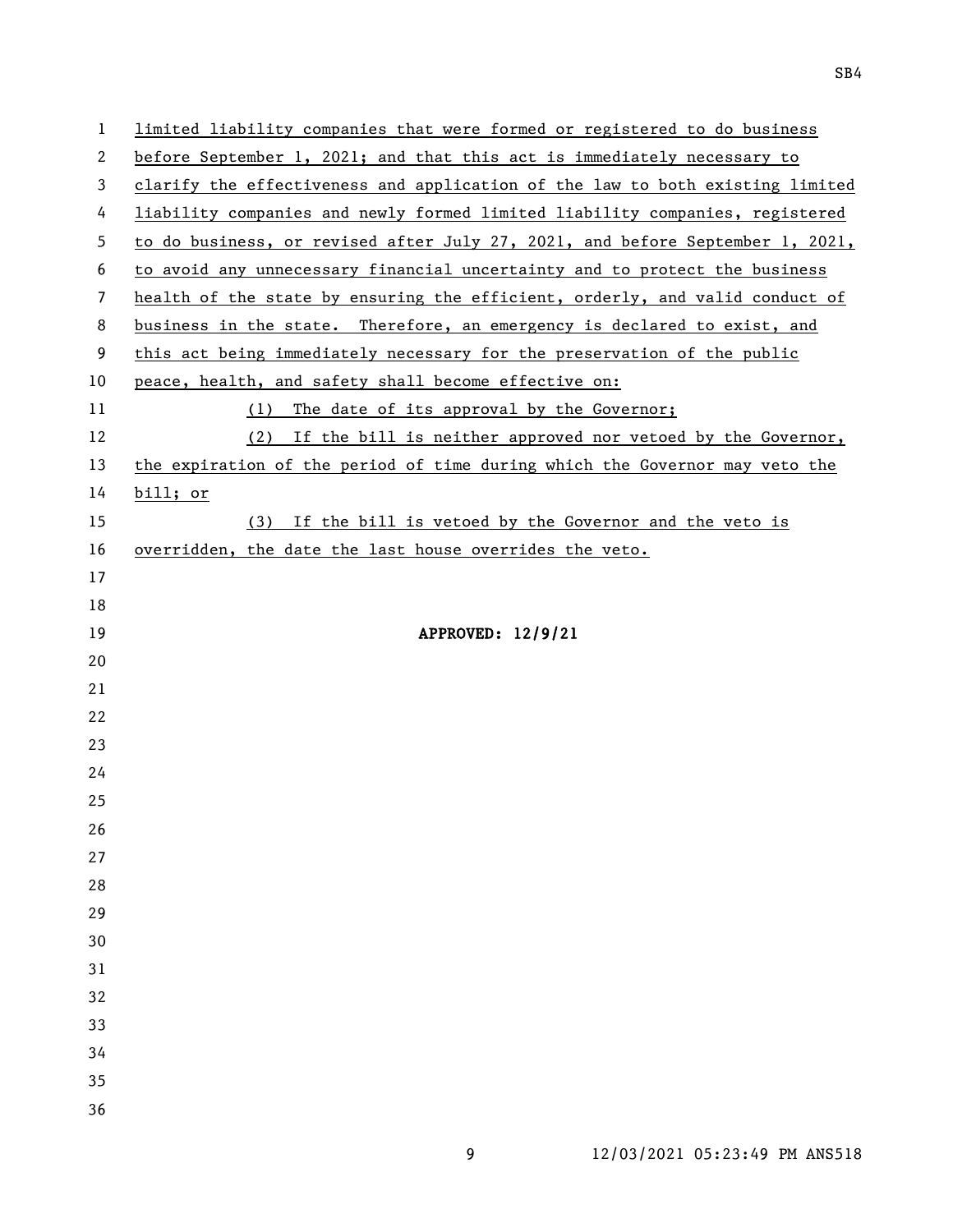limited liability companies that were formed or registered to do business before September 1, 2021; and that this act is immediately necessary to clarify the effectiveness and application of the law to both existing limited liability companies and newly formed limited liability companies, registered to do business, or revised after July 27, 2021, and before September 1, 2021, to avoid any unnecessary financial uncertainty and to protect the business health of the state by ensuring the efficient, orderly, and valid conduct of business in the state. Therefore, an emergency is declared to exist, and this act being immediately necessary for the preservation of the public peace, health, and safety shall become effective on:

(1) The date of its approval by the Governor;

(2) If the bill is neither approved nor vetoed by the Governor, the expiration of the period of time during which the Governor may veto the bill; or

(3) If the bill is vetoed by the Governor and the veto is overridden, the date the last house overrides the veto.

**APPROVED: 12/9/21**